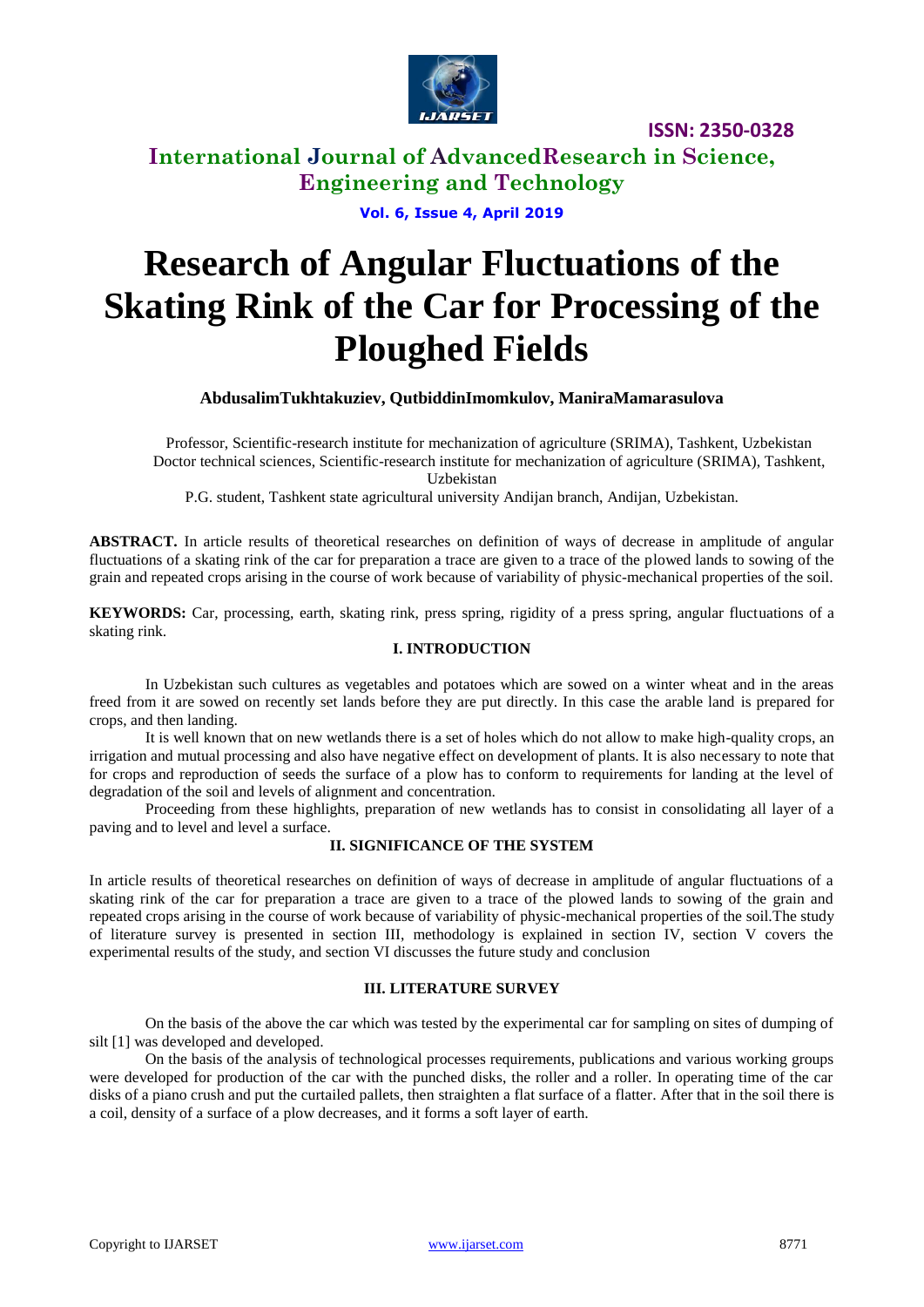# Research of Angular Fluctuations of the Skating Rink of the Car for Processing of the Ploughed Fields

**AbdusalimTukhtakuziev, QutbiddinImomkulov, ManiraMamarasulova**

Professor, Scientific-research institute for mechanization of agriculture (SRIMA), Tashkent, Uzbekistan
Doctor technical sciences, Scientific-research institute for mechanization of agriculture (SRIMA), Tashkent, Uzbekistan
P.G. student, Tashkent state agricultural university Andijan branch, Andijan, Uzbekistan.

**ABSTRACT.** In article results of theoretical researches on definition of ways of decrease in amplitude of angular fluctuations of a skating rink of the car for preparation a trace are given to a trace of the plowed lands to sowing of the grain and repeated crops arising in the course of work because of variability of physic-mechanical properties of the soil.

**KEYWORDS:** Car, processing, earth, skating rink, press spring, rigidity of a press spring, angular fluctuations of a skating rink.

## I. INTRODUCTION

In Uzbekistan such cultures as vegetables and potatoes which are sowed on a winter wheat and in the areas freed from it are sowed on recently set lands before they are put directly. In this case the arable land is prepared for crops, and then landing.

It is well known that on new wetlands there is a set of holes which do not allow to make high-quality crops, an irrigation and mutual processing and also have negative effect on development of plants. It is also necessary to note that for crops and reproduction of seeds the surface of a plow has to conform to requirements for landing at the level of degradation of the soil and levels of alignment and concentration.

Proceeding from these highlights, preparation of new wetlands has to consist in consolidating all layer of a paving and to level and level a surface.

## II. SIGNIFICANCE OF THE SYSTEM

In article results of theoretical researches on definition of ways of decrease in amplitude of angular fluctuations of a skating rink of the car for preparation a trace are given to a trace of the plowed lands to sowing of the grain and repeated crops arising in the course of work because of variability of physic-mechanical properties of the soil.The study of literature survey is presented in section III, methodology is explained in section IV, section V covers the experimental results of the study, and section VI discusses the future study and conclusion

## III. LITERATURE SURVEY

On the basis of the above the car which was tested by the experimental car for sampling on sites of dumping of silt [1] was developed and developed.

On the basis of the analysis of technological processes requirements, publications and various working groups were developed for production of the car with the punched disks, the roller and a roller. In operating time of the car disks of a piano crush and put the curtailed pallets, then straighten a flat surface of a flatter. After that in the soil there is a coil, density of a surface of a plow decreases, and it forms a soft layer of earth.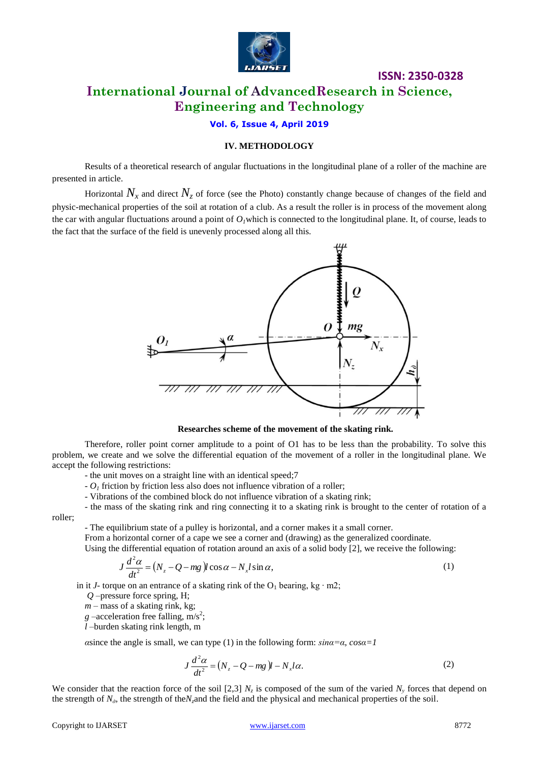### IV. METHODOLOGY

Results of a theoretical research of angular fluctuations in the longitudinal plane of a roller of the machine are presented in article.

Horizontal $N_x$ and direct $N_z$ of force (see the Photo) constantly change because of changes of the field and physic-mechanical properties of the soil at rotation of a club. As a result the roller is in process of the movement along the car with angular fluctuations around a point of $O_1$ which is connected to the longitudinal plane. It, of course, leads to the fact that the surface of the field is unevenly processed along all this.

O₁

α

Q

O

mg

$N_x$

$N_z$

$h_0$

**Researches scheme of the movement of the skating rink.**

Therefore, roller point corner amplitude to a point of O1 has to be less than the probability. To solve this problem, we create and we solve the differential equation of the movement of a roller in the longitudinal plane. We accept the following restrictions:

- the unit moves on a straight line with an identical speed;7
- $O_1$ friction by friction less also does not influence vibration of a roller;
- Vibrations of the combined block do not influence vibration of a skating rink;
- the mass of the skating rink and ring connecting it to a skating rink is brought to the center of rotation of a roller;
- The equilibrium state of a pulley is horizontal, and a corner makes it a small corner.

From a horizontal corner of a cape we see a corner and (drawing) as the generalized coordinate.

Using the differential equation of rotation around an axis of a solid body [2], we receive the following:

$$J\frac{d^2\alpha}{dt^2} = \left(N_z - Q - mg\right)l\cos\alpha - N_x l\sin\alpha, \tag{1}$$

in it *J*- torque on an entrance of a skating rink of the $O_1$ bearing, kg · m2;

*Q* –pressure force spring, H;

*m* – mass of a skating rink, kg;

*g* –acceleration free falling, m/s$^2$;

*l* –burden skating rink length, m

*α*since the angle is small, we can type (1) in the following form: *sinα=α*, *cosα=1*

$$J\frac{d^2\alpha}{dt^2} = \left(N_z - Q - mg\right)l - N_x l\alpha. \tag{2}$$

We consider that the reaction force of the soil [2,3] $N_z$ is composed of the sum of the varied $N_y$ forces that depend on the strength of $N_o$, the strength of the$N_z$and the field and the physical and mechanical properties of the soil.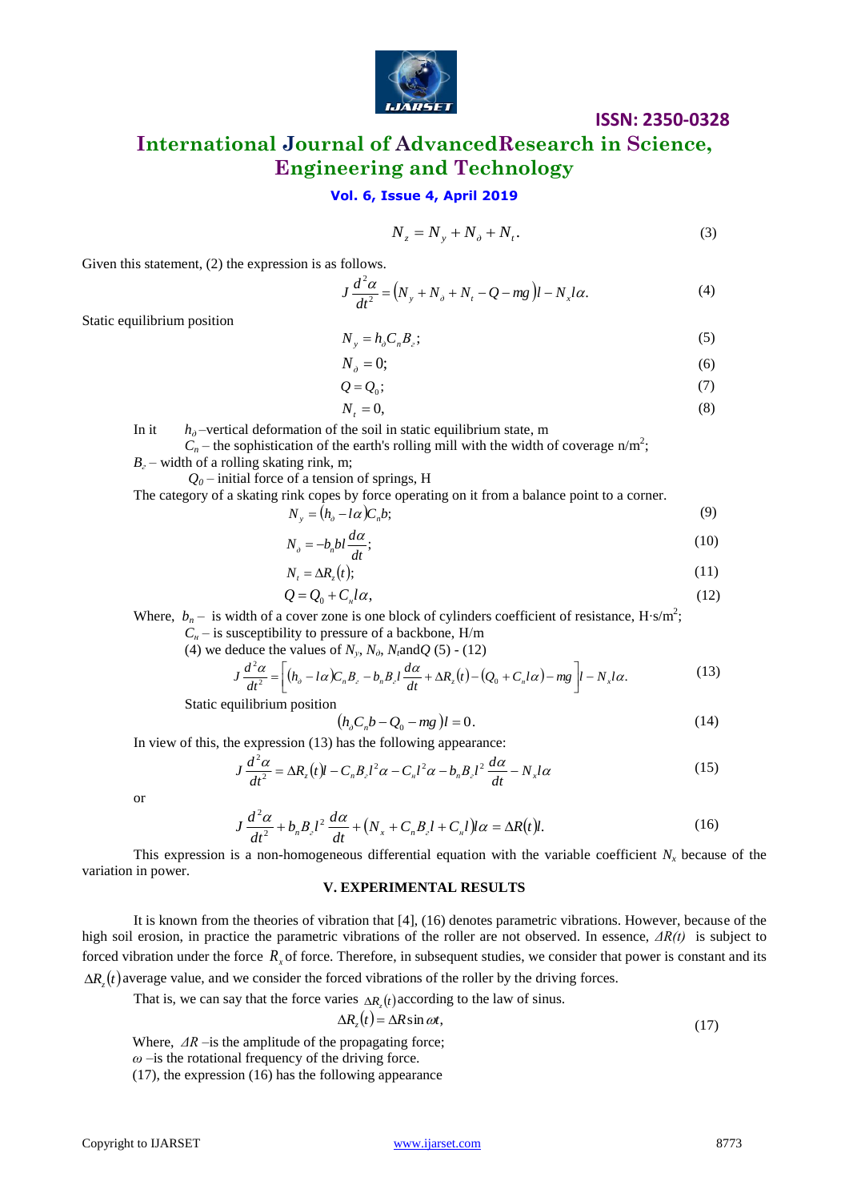$$N_z = N_y + N_д + N_t. \tag{3}$$

Given this statement, (2) the expression is as follows.

$$J\frac{d^2\alpha}{dt^2} = \left(N_y + N_д + N_t - Q - mg\right)l - N_x l\alpha. \tag{4}$$

Static equilibrium position

$$N_y = h_д C_n B_г; \tag{5}$$

$$N_д = 0; \tag{6}$$

$$Q = Q_0; \tag{7}$$

$$N_t = 0, \tag{8}$$

In it $h_д$ –vertical deformation of the soil in static equilibrium state, m

$C_n$ – the sophistication of the earth's rolling mill with the width of coverage n/m$^2$;

$B_г$ – width of a rolling skating rink, m;

$Q_0$ – initial force of a tension of springs, H

The category of a skating rink copes by force operating on it from a balance point to a corner.

$$N_y = \left(h_д - l\alpha\right)C_n b; \tag{9}$$

$$N_д = -b_n b l\frac{d\alpha}{dt}; \tag{10}$$

$$N_t = \Delta R_z(t); \tag{11}$$

$$Q = Q_0 + C_u l\alpha, \tag{12}$$

Where, $b_n$ – is width of a cover zone is one block of cylinders coefficient of resistance, H·s/m$^2$;

$C_u$ – is susceptibility to pressure of a backbone, H/m

(4) we deduce the values of $N_y$, $N_д$, $N_t$and$Q$ (5) - (12)

$$J\frac{d^2\alpha}{dt^2} = \left[\left(h_д - l\alpha\right)C_n B_г - b_n B_г l\frac{d\alpha}{dt} + \Delta R_z(t) - \left(Q_0 + C_u l\alpha\right) - mg\right]l - N_x l\alpha. \tag{13}$$

Static equilibrium position

$$\left(h_д C_n b - Q_0 - mg\right)l = 0. \tag{14}$$

In view of this, the expression (13) has the following appearance:

$$J\frac{d^2\alpha}{dt^2} = \Delta R_z(t)l - C_n B_г l^2\alpha - C_u l^2\alpha - b_n B_г l^2\frac{d\alpha}{dt} - N_x l\alpha \tag{15}$$

or

$$J\frac{d^2\alpha}{dt^2} + b_n B_г l^2\frac{d\alpha}{dt} + \left(N_x + C_n B_г l + C_u l\right)l\alpha = \Delta R(t)l. \tag{16}$$

This expression is a non-homogeneous differential equation with the variable coefficient $N_x$ because of the variation in power.

## V. EXPERIMENTAL RESULTS

It is known from the theories of vibration that [4], (16) denotes parametric vibrations. However, because of the high soil erosion, in practice the parametric vibrations of the roller are not observed. In essence, $\Delta R(t)$ is subject to forced vibration under the force $R_x$ of force. Therefore, in subsequent studies, we consider that power is constant and its $\Delta R_z(t)$ average value, and we consider the forced vibrations of the roller by the driving forces.

That is, we can say that the force varies $\Delta R_z(t)$ according to the law of sinus.

$$\Delta R_z(t) = \Delta R\sin\omega t, \tag{17}$$

Where, $\Delta R$ –is the amplitude of the propagating force;

$\omega$ –is the rotational frequency of the driving force.

(17), the expression (16) has the following appearance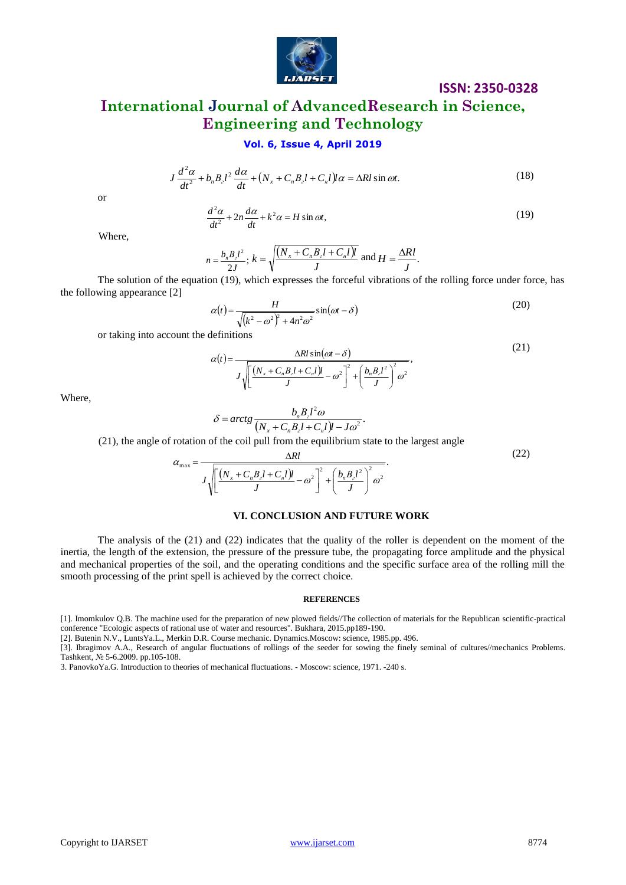$$J\frac{d^2\alpha}{dt^2}+b_n B_e l^2\frac{d\alpha}{dt}+\left(N_x+C_n B_e l+C_u l\right)l\alpha=\Delta Rl\sin\omega t. \tag{18}$$

or

$$\frac{d^2\alpha}{dt^2}+2n\frac{d\alpha}{dt}+k^2\alpha=H\sin\omega t, \tag{19}$$

Where,

$$n=\frac{b_n B_e l^2}{2J};\; k=\sqrt{\frac{\left(N_x+C_n B_e l+C_u l\right)l}{J}}\text{ and } H=\frac{\Delta Rl}{J}.$$

The solution of the equation (19), which expresses the forceful vibrations of the rolling force under force, has the following appearance [2]

$$\alpha(t)=\frac{H}{\sqrt{\left(k^2-\omega^2\right)^2+4n^2\omega^2}}\sin(\omega t-\delta) \tag{20}$$

or taking into account the definitions

$$\alpha(t)=\frac{\Delta Rl\sin(\omega t-\delta)}{J\sqrt{\left[\frac{\left(N_x+C_n B_e l+C_u l\right)l}{J}-\omega^2\right]^2+\left(\frac{b_n B_e l^2}{J}\right)^2\omega^2}}, \tag{21}$$

Where,

$$\delta=arctg\frac{b_n B_e l^2\omega}{\left(N_x+C_n B_e l+C_u l\right)l-J\omega^2}.$$

(21), the angle of rotation of the coil pull from the equilibrium state to the largest angle

$$\alpha_{\max}=\frac{\Delta Rl}{J\sqrt{\left[\frac{\left(N_x+C_n B_e l+C_u l\right)l}{J}-\omega^2\right]^2+\left(\frac{b_n B_e l^2}{J}\right)^2\omega^2}}. \tag{22}$$

## VI. CONCLUSION AND FUTURE WORK

The analysis of the (21) and (22) indicates that the quality of the roller is dependent on the moment of the inertia, the length of the extension, the pressure of the pressure tube, the propagating force amplitude and the physical and mechanical properties of the soil, and the operating conditions and the specific surface area of the rolling mill the smooth processing of the print spell is achieved by the correct choice.

## REFERENCES

[1]. Imomkulov Q.B. The machine used for the preparation of new plowed fields//The collection of materials for the Republican scientific-practical conference "Ecologic aspects of rational use of water and resources". Bukhara, 2015.pp189-190.

[2]. Butenin N.V., LuntsYa.L., Merkin D.R. Course mechanic. Dynamics.Moscow: science, 1985.pp. 496.

[3]. Ibragimov A.A., Research of angular fluctuations of rollings of the seeder for sowing the finely seminal of cultures//mechanics Problems. Tashkent, № 5-6.2009. pp.105-108.

3. PanovkoYa.G. Introduction to theories of mechanical fluctuations. - Moscow: science, 1971. -240 s.